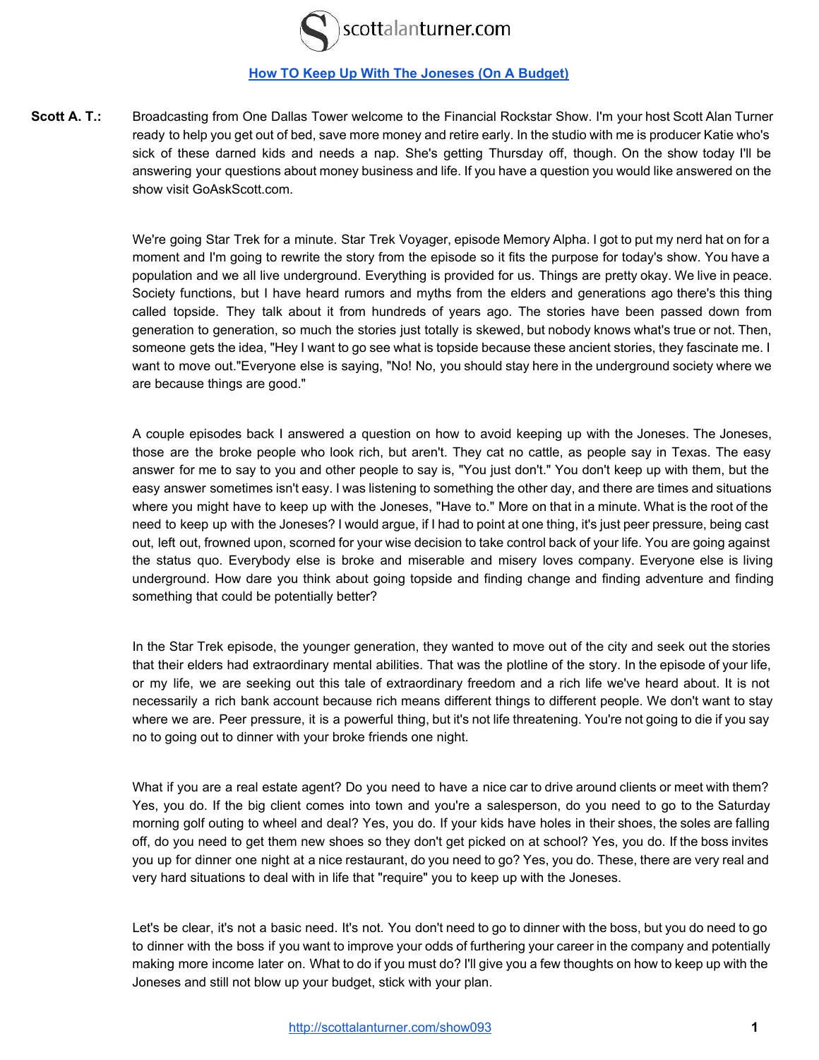# How TO Keep Up With The Joneses (On A Budget)

**Scott A. T.:** Broadcasting from One Dallas Tower welcome to the Financial Rockstar Show. I'm your host Scott Alan Turner ready to help you get out of bed, save more money and retire early. In the studio with me is producer Katie who's sick of these darned kids and needs a nap. She's getting Thursday off, though. On the show today I'll be answering your questions about money business and life. If you have a question you would like answered on the show visit GoAskScott.com.

We're going Star Trek for a minute. Star Trek Voyager, episode Memory Alpha. I got to put my nerd hat on for a moment and I'm going to rewrite the story from the episode so it fits the purpose for today's show. You have a population and we all live underground. Everything is provided for us. Things are pretty okay. We live in peace. Society functions, but I have heard rumors and myths from the elders and generations ago there's this thing called topside. They talk about it from hundreds of years ago. The stories have been passed down from generation to generation, so much the stories just totally is skewed, but nobody knows what's true or not. Then, someone gets the idea, "Hey I want to go see what is topside because these ancient stories, they fascinate me. I want to move out."Everyone else is saying, "No! No, you should stay here in the underground society where we are because things are good."

A couple episodes back I answered a question on how to avoid keeping up with the Joneses. The Joneses, those are the broke people who look rich, but aren't. They cat no cattle, as people say in Texas. The easy answer for me to say to you and other people to say is, "You just don't." You don't keep up with them, but the easy answer sometimes isn't easy. I was listening to something the other day, and there are times and situations where you might have to keep up with the Joneses, "Have to." More on that in a minute. What is the root of the need to keep up with the Joneses? I would argue, if I had to point at one thing, it's just peer pressure, being cast out, left out, frowned upon, scorned for your wise decision to take control back of your life. You are going against the status quo. Everybody else is broke and miserable and misery loves company. Everyone else is living underground. How dare you think about going topside and finding change and finding adventure and finding something that could be potentially better?

In the Star Trek episode, the younger generation, they wanted to move out of the city and seek out the stories that their elders had extraordinary mental abilities. That was the plotline of the story. In the episode of your life, or my life, we are seeking out this tale of extraordinary freedom and a rich life we've heard about. It is not necessarily a rich bank account because rich means different things to different people. We don't want to stay where we are. Peer pressure, it is a powerful thing, but it's not life threatening. You're not going to die if you say no to going out to dinner with your broke friends one night.

What if you are a real estate agent? Do you need to have a nice car to drive around clients or meet with them? Yes, you do. If the big client comes into town and you're a salesperson, do you need to go to the Saturday morning golf outing to wheel and deal? Yes, you do. If your kids have holes in their shoes, the soles are falling off, do you need to get them new shoes so they don't get picked on at school? Yes, you do. If the boss invites you up for dinner one night at a nice restaurant, do you need to go? Yes, you do. These, there are very real and very hard situations to deal with in life that "require" you to keep up with the Joneses.

Let's be clear, it's not a basic need. It's not. You don't need to go to dinner with the boss, but you do need to go to dinner with the boss if you want to improve your odds of furthering your career in the company and potentially making more income later on. What to do if you must do? I'll give you a few thoughts on how to keep up with the Joneses and still not blow up your budget, stick with your plan.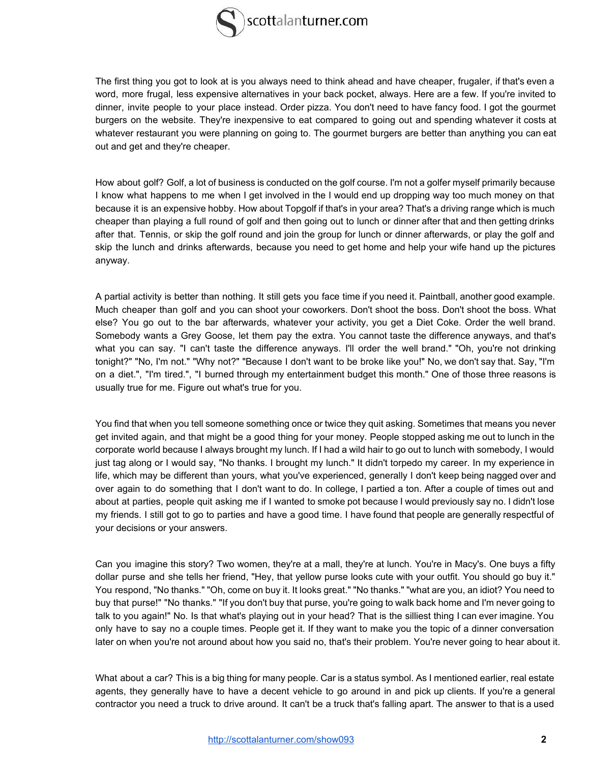The first thing you got to look at is you always need to think ahead and have cheaper, frugaler, if that's even a word, more frugal, less expensive alternatives in your back pocket, always. Here are a few. If you're invited to dinner, invite people to your place instead. Order pizza. You don't need to have fancy food. I got the gourmet burgers on the website. They're inexpensive to eat compared to going out and spending whatever it costs at whatever restaurant you were planning on going to. The gourmet burgers are better than anything you can eat out and get and they're cheaper.

How about golf? Golf, a lot of business is conducted on the golf course. I'm not a golfer myself primarily because I know what happens to me when I get involved in the I would end up dropping way too much money on that because it is an expensive hobby. How about Topgolf if that's in your area? That's a driving range which is much cheaper than playing a full round of golf and then going out to lunch or dinner after that and then getting drinks after that. Tennis, or skip the golf round and join the group for lunch or dinner afterwards, or play the golf and skip the lunch and drinks afterwards, because you need to get home and help your wife hand up the pictures anyway.

A partial activity is better than nothing. It still gets you face time if you need it. Paintball, another good example. Much cheaper than golf and you can shoot your coworkers. Don't shoot the boss. Don't shoot the boss. What else? You go out to the bar afterwards, whatever your activity, you get a Diet Coke. Order the well brand. Somebody wants a Grey Goose, let them pay the extra. You cannot taste the difference anyways, and that's what you can say. "I can't taste the difference anyways. I'll order the well brand." "Oh, you're not drinking tonight?" "No, I'm not." "Why not?" "Because I don't want to be broke like you!" No, we don't say that. Say, "I'm on a diet.", "I'm tired.", "I burned through my entertainment budget this month." One of those three reasons is usually true for me. Figure out what's true for you.

You find that when you tell someone something once or twice they quit asking. Sometimes that means you never get invited again, and that might be a good thing for your money. People stopped asking me out to lunch in the corporate world because I always brought my lunch. If I had a wild hair to go out to lunch with somebody, I would just tag along or I would say, "No thanks. I brought my lunch." It didn't torpedo my career. In my experience in life, which may be different than yours, what you've experienced, generally I don't keep being nagged over and over again to do something that I don't want to do. In college, I partied a ton. After a couple of times out and about at parties, people quit asking me if I wanted to smoke pot because I would previously say no. I didn't lose my friends. I still got to go to parties and have a good time. I have found that people are generally respectful of your decisions or your answers.

Can you imagine this story? Two women, they're at a mall, they're at lunch. You're in Macy's. One buys a fifty dollar purse and she tells her friend, "Hey, that yellow purse looks cute with your outfit. You should go buy it." You respond, "No thanks." "Oh, come on buy it. It looks great." "No thanks." "what are you, an idiot? You need to buy that purse!" "No thanks." "If you don't buy that purse, you're going to walk back home and I'm never going to talk to you again!" No. Is that what's playing out in your head? That is the silliest thing I can ever imagine. You only have to say no a couple times. People get it. If they want to make you the topic of a dinner conversation later on when you're not around about how you said no, that's their problem. You're never going to hear about it.

What about a car? This is a big thing for many people. Car is a status symbol. As I mentioned earlier, real estate agents, they generally have to have a decent vehicle to go around in and pick up clients. If you're a general contractor you need a truck to drive around. It can't be a truck that's falling apart. The answer to that is a used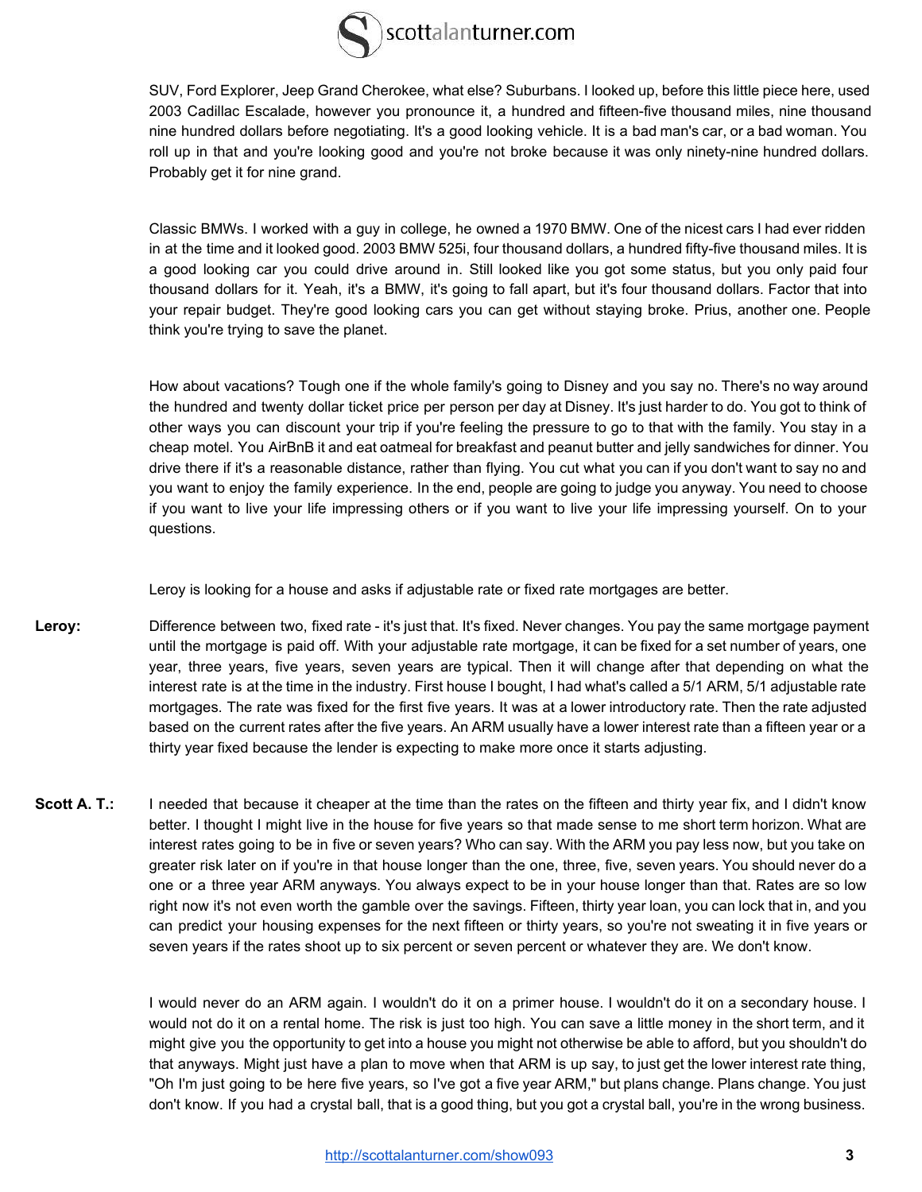SUV, Ford Explorer, Jeep Grand Cherokee, what else? Suburbans. I looked up, before this little piece here, used 2003 Cadillac Escalade, however you pronounce it, a hundred and fifteen-five thousand miles, nine thousand nine hundred dollars before negotiating. It's a good looking vehicle. It is a bad man's car, or a bad woman. You roll up in that and you're looking good and you're not broke because it was only ninety-nine hundred dollars. Probably get it for nine grand.

Classic BMWs. I worked with a guy in college, he owned a 1970 BMW. One of the nicest cars I had ever ridden in at the time and it looked good. 2003 BMW 525i, four thousand dollars, a hundred fifty-five thousand miles. It is a good looking car you could drive around in. Still looked like you got some status, but you only paid four thousand dollars for it. Yeah, it's a BMW, it's going to fall apart, but it's four thousand dollars. Factor that into your repair budget. They're good looking cars you can get without staying broke. Prius, another one. People think you're trying to save the planet.

How about vacations? Tough one if the whole family's going to Disney and you say no. There's no way around the hundred and twenty dollar ticket price per person per day at Disney. It's just harder to do. You got to think of other ways you can discount your trip if you're feeling the pressure to go to that with the family. You stay in a cheap motel. You AirBnB it and eat oatmeal for breakfast and peanut butter and jelly sandwiches for dinner. You drive there if it's a reasonable distance, rather than flying. You cut what you can if you don't want to say no and you want to enjoy the family experience. In the end, people are going to judge you anyway. You need to choose if you want to live your life impressing others or if you want to live your life impressing yourself. On to your questions.

Leroy is looking for a house and asks if adjustable rate or fixed rate mortgages are better.

**Leroy:** Difference between two, fixed rate - it's just that. It's fixed. Never changes. You pay the same mortgage payment until the mortgage is paid off. With your adjustable rate mortgage, it can be fixed for a set number of years, one year, three years, five years, seven years are typical. Then it will change after that depending on what the interest rate is at the time in the industry. First house I bought, I had what's called a 5/1 ARM, 5/1 adjustable rate mortgages. The rate was fixed for the first five years. It was at a lower introductory rate. Then the rate adjusted based on the current rates after the five years. An ARM usually have a lower interest rate than a fifteen year or a thirty year fixed because the lender is expecting to make more once it starts adjusting.

**Scott A. T.:** I needed that because it cheaper at the time than the rates on the fifteen and thirty year fix, and I didn't know better. I thought I might live in the house for five years so that made sense to me short term horizon. What are interest rates going to be in five or seven years? Who can say. With the ARM you pay less now, but you take on greater risk later on if you're in that house longer than the one, three, five, seven years. You should never do a one or a three year ARM anyways. You always expect to be in your house longer than that. Rates are so low right now it's not even worth the gamble over the savings. Fifteen, thirty year loan, you can lock that in, and you can predict your housing expenses for the next fifteen or thirty years, so you're not sweating it in five years or seven years if the rates shoot up to six percent or seven percent or whatever they are. We don't know.

I would never do an ARM again. I wouldn't do it on a primer house. I wouldn't do it on a secondary house. I would not do it on a rental home. The risk is just too high. You can save a little money in the short term, and it might give you the opportunity to get into a house you might not otherwise be able to afford, but you shouldn't do that anyways. Might just have a plan to move when that ARM is up say, to just get the lower interest rate thing, "Oh I'm just going to be here five years, so I've got a five year ARM," but plans change. Plans change. You just don't know. If you had a crystal ball, that is a good thing, but you got a crystal ball, you're in the wrong business.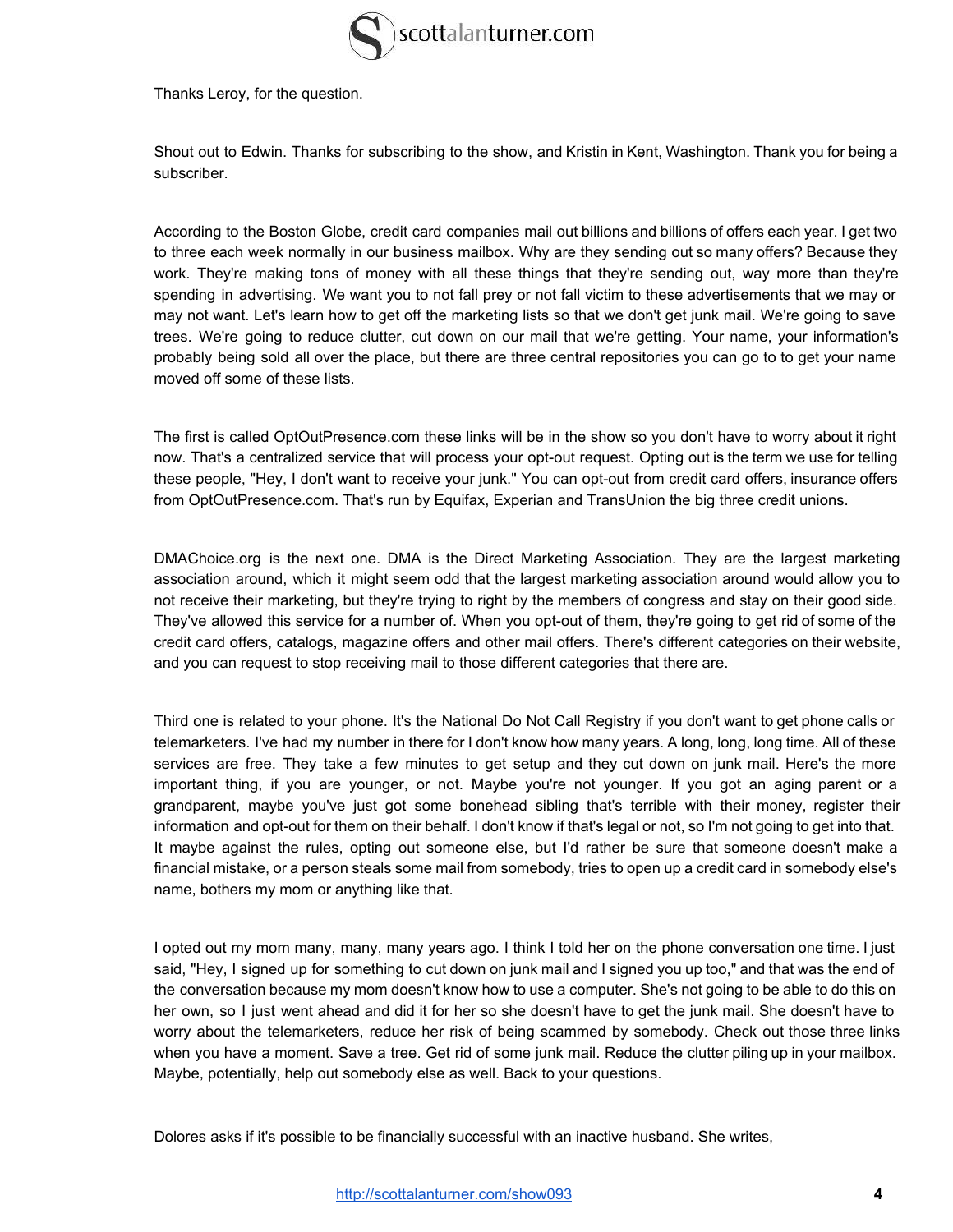Thanks Leroy, for the question.

Shout out to Edwin. Thanks for subscribing to the show, and Kristin in Kent, Washington. Thank you for being a subscriber.

According to the Boston Globe, credit card companies mail out billions and billions of offers each year. I get two to three each week normally in our business mailbox. Why are they sending out so many offers? Because they work. They're making tons of money with all these things that they're sending out, way more than they're spending in advertising. We want you to not fall prey or not fall victim to these advertisements that we may or may not want. Let's learn how to get off the marketing lists so that we don't get junk mail. We're going to save trees. We're going to reduce clutter, cut down on our mail that we're getting. Your name, your information's probably being sold all over the place, but there are three central repositories you can go to to get your name moved off some of these lists.

The first is called OptOutPresence.com these links will be in the show so you don't have to worry about it right now. That's a centralized service that will process your opt-out request. Opting out is the term we use for telling these people, "Hey, I don't want to receive your junk." You can opt-out from credit card offers, insurance offers from OptOutPresence.com. That's run by Equifax, Experian and TransUnion the big three credit unions.

DMAChoice.org is the next one. DMA is the Direct Marketing Association. They are the largest marketing association around, which it might seem odd that the largest marketing association around would allow you to not receive their marketing, but they're trying to right by the members of congress and stay on their good side. They've allowed this service for a number of. When you opt-out of them, they're going to get rid of some of the credit card offers, catalogs, magazine offers and other mail offers. There's different categories on their website, and you can request to stop receiving mail to those different categories that there are.

Third one is related to your phone. It's the National Do Not Call Registry if you don't want to get phone calls or telemarketers. I've had my number in there for I don't know how many years. A long, long, long time. All of these services are free. They take a few minutes to get setup and they cut down on junk mail. Here's the more important thing, if you are younger, or not. Maybe you're not younger. If you got an aging parent or a grandparent, maybe you've just got some bonehead sibling that's terrible with their money, register their information and opt-out for them on their behalf. I don't know if that's legal or not, so I'm not going to get into that. It maybe against the rules, opting out someone else, but I'd rather be sure that someone doesn't make a financial mistake, or a person steals some mail from somebody, tries to open up a credit card in somebody else's name, bothers my mom or anything like that.

I opted out my mom many, many, many years ago. I think I told her on the phone conversation one time. I just said, "Hey, I signed up for something to cut down on junk mail and I signed you up too," and that was the end of the conversation because my mom doesn't know how to use a computer. She's not going to be able to do this on her own, so I just went ahead and did it for her so she doesn't have to get the junk mail. She doesn't have to worry about the telemarketers, reduce her risk of being scammed by somebody. Check out those three links when you have a moment. Save a tree. Get rid of some junk mail. Reduce the clutter piling up in your mailbox. Maybe, potentially, help out somebody else as well. Back to your questions.

Dolores asks if it's possible to be financially successful with an inactive husband. She writes,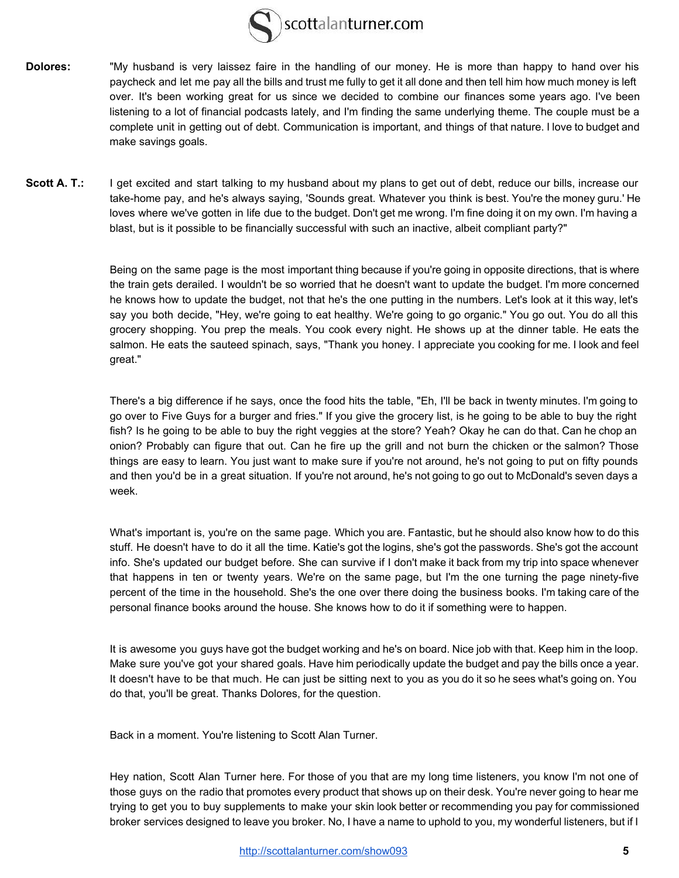**Dolores:** "My husband is very laissez faire in the handling of our money. He is more than happy to hand over his paycheck and let me pay all the bills and trust me fully to get it all done and then tell him how much money is left over. It's been working great for us since we decided to combine our finances some years ago. I've been listening to a lot of financial podcasts lately, and I'm finding the same underlying theme. The couple must be a complete unit in getting out of debt. Communication is important, and things of that nature. I love to budget and make savings goals.

**Scott A. T.:** I get excited and start talking to my husband about my plans to get out of debt, reduce our bills, increase our take-home pay, and he's always saying, 'Sounds great. Whatever you think is best. You're the money guru.' He loves where we've gotten in life due to the budget. Don't get me wrong. I'm fine doing it on my own. I'm having a blast, but is it possible to be financially successful with such an inactive, albeit compliant party?"

Being on the same page is the most important thing because if you're going in opposite directions, that is where the train gets derailed. I wouldn't be so worried that he doesn't want to update the budget. I'm more concerned he knows how to update the budget, not that he's the one putting in the numbers. Let's look at it this way, let's say you both decide, "Hey, we're going to eat healthy. We're going to go organic." You go out. You do all this grocery shopping. You prep the meals. You cook every night. He shows up at the dinner table. He eats the salmon. He eats the sauteed spinach, says, "Thank you honey. I appreciate you cooking for me. I look and feel great."

There's a big difference if he says, once the food hits the table, "Eh, I'll be back in twenty minutes. I'm going to go over to Five Guys for a burger and fries." If you give the grocery list, is he going to be able to buy the right fish? Is he going to be able to buy the right veggies at the store? Yeah? Okay he can do that. Can he chop an onion? Probably can figure that out. Can he fire up the grill and not burn the chicken or the salmon? Those things are easy to learn. You just want to make sure if you're not around, he's not going to put on fifty pounds and then you'd be in a great situation. If you're not around, he's not going to go out to McDonald's seven days a week.

What's important is, you're on the same page. Which you are. Fantastic, but he should also know how to do this stuff. He doesn't have to do it all the time. Katie's got the logins, she's got the passwords. She's got the account info. She's updated our budget before. She can survive if I don't make it back from my trip into space whenever that happens in ten or twenty years. We're on the same page, but I'm the one turning the page ninety-five percent of the time in the household. She's the one over there doing the business books. I'm taking care of the personal finance books around the house. She knows how to do it if something were to happen.

It is awesome you guys have got the budget working and he's on board. Nice job with that. Keep him in the loop. Make sure you've got your shared goals. Have him periodically update the budget and pay the bills once a year. It doesn't have to be that much. He can just be sitting next to you as you do it so he sees what's going on. You do that, you'll be great. Thanks Dolores, for the question.

Back in a moment. You're listening to Scott Alan Turner.

Hey nation, Scott Alan Turner here. For those of you that are my long time listeners, you know I'm not one of those guys on the radio that promotes every product that shows up on their desk. You're never going to hear me trying to get you to buy supplements to make your skin look better or recommending you pay for commissioned broker services designed to leave you broker. No, I have a name to uphold to you, my wonderful listeners, but if I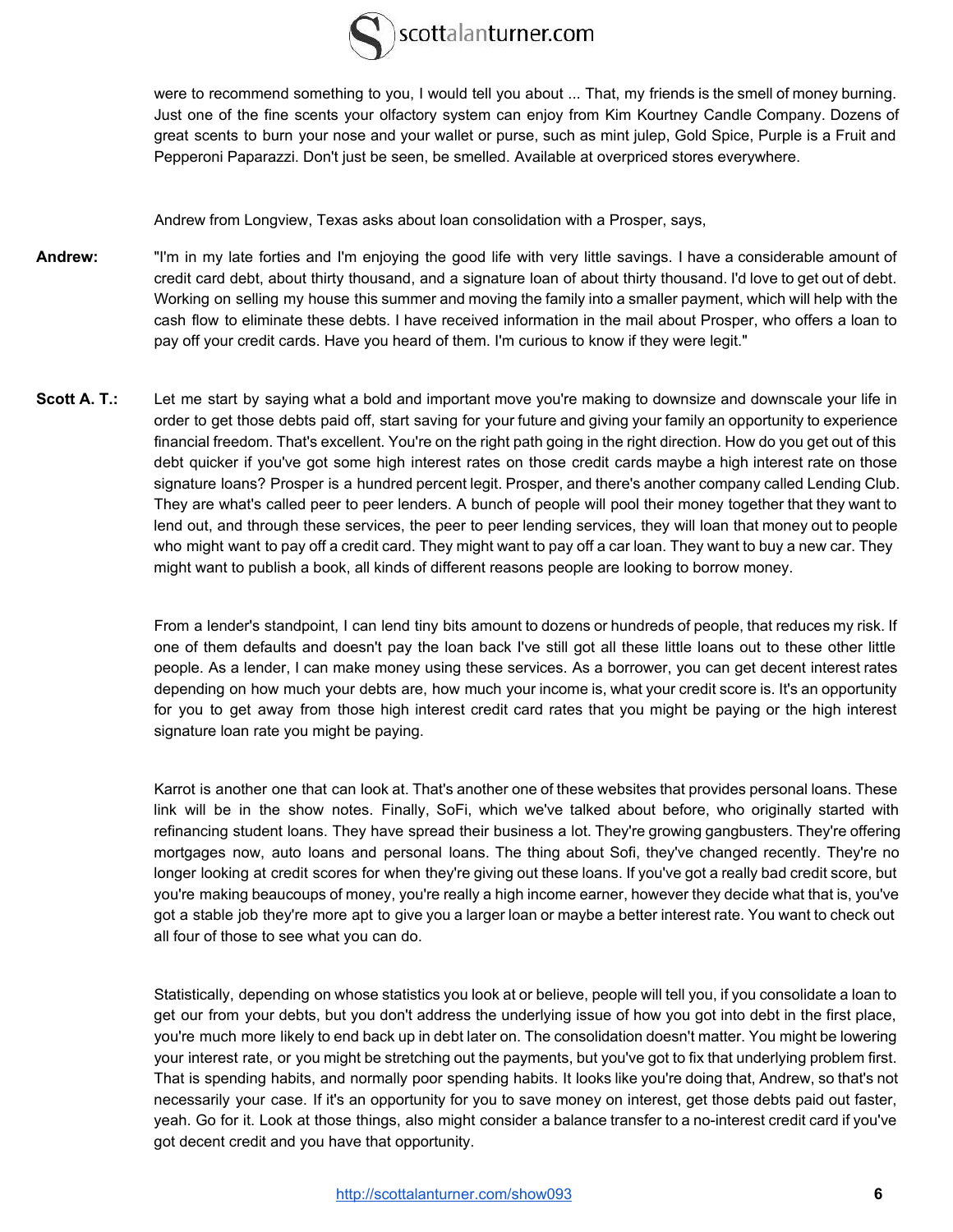were to recommend something to you, I would tell you about ... That, my friends is the smell of money burning. Just one of the fine scents your olfactory system can enjoy from Kim Kourtney Candle Company. Dozens of great scents to burn your nose and your wallet or purse, such as mint julep, Gold Spice, Purple is a Fruit and Pepperoni Paparazzi. Don't just be seen, be smelled. Available at overpriced stores everywhere.

Andrew from Longview, Texas asks about loan consolidation with a Prosper, says,

**Andrew:** "I'm in my late forties and I'm enjoying the good life with very little savings. I have a considerable amount of credit card debt, about thirty thousand, and a signature loan of about thirty thousand. I'd love to get out of debt. Working on selling my house this summer and moving the family into a smaller payment, which will help with the cash flow to eliminate these debts. I have received information in the mail about Prosper, who offers a loan to pay off your credit cards. Have you heard of them. I'm curious to know if they were legit."

**Scott A. T.:** Let me start by saying what a bold and important move you're making to downsize and downscale your life in order to get those debts paid off, start saving for your future and giving your family an opportunity to experience financial freedom. That's excellent. You're on the right path going in the right direction. How do you get out of this debt quicker if you've got some high interest rates on those credit cards maybe a high interest rate on those signature loans? Prosper is a hundred percent legit. Prosper, and there's another company called Lending Club. They are what's called peer to peer lenders. A bunch of people will pool their money together that they want to lend out, and through these services, the peer to peer lending services, they will loan that money out to people who might want to pay off a credit card. They might want to pay off a car loan. They want to buy a new car. They might want to publish a book, all kinds of different reasons people are looking to borrow money.

From a lender's standpoint, I can lend tiny bits amount to dozens or hundreds of people, that reduces my risk. If one of them defaults and doesn't pay the loan back I've still got all these little loans out to these other little people. As a lender, I can make money using these services. As a borrower, you can get decent interest rates depending on how much your debts are, how much your income is, what your credit score is. It's an opportunity for you to get away from those high interest credit card rates that you might be paying or the high interest signature loan rate you might be paying.

Karrot is another one that can look at. That's another one of these websites that provides personal loans. These link will be in the show notes. Finally, SoFi, which we've talked about before, who originally started with refinancing student loans. They have spread their business a lot. They're growing gangbusters. They're offering mortgages now, auto loans and personal loans. The thing about Sofi, they've changed recently. They're no longer looking at credit scores for when they're giving out these loans. If you've got a really bad credit score, but you're making beaucoups of money, you're really a high income earner, however they decide what that is, you've got a stable job they're more apt to give you a larger loan or maybe a better interest rate. You want to check out all four of those to see what you can do.

Statistically, depending on whose statistics you look at or believe, people will tell you, if you consolidate a loan to get our from your debts, but you don't address the underlying issue of how you got into debt in the first place, you're much more likely to end back up in debt later on. The consolidation doesn't matter. You might be lowering your interest rate, or you might be stretching out the payments, but you've got to fix that underlying problem first. That is spending habits, and normally poor spending habits. It looks like you're doing that, Andrew, so that's not necessarily your case. If it's an opportunity for you to save money on interest, get those debts paid out faster, yeah. Go for it. Look at those things, also might consider a balance transfer to a no-interest credit card if you've got decent credit and you have that opportunity.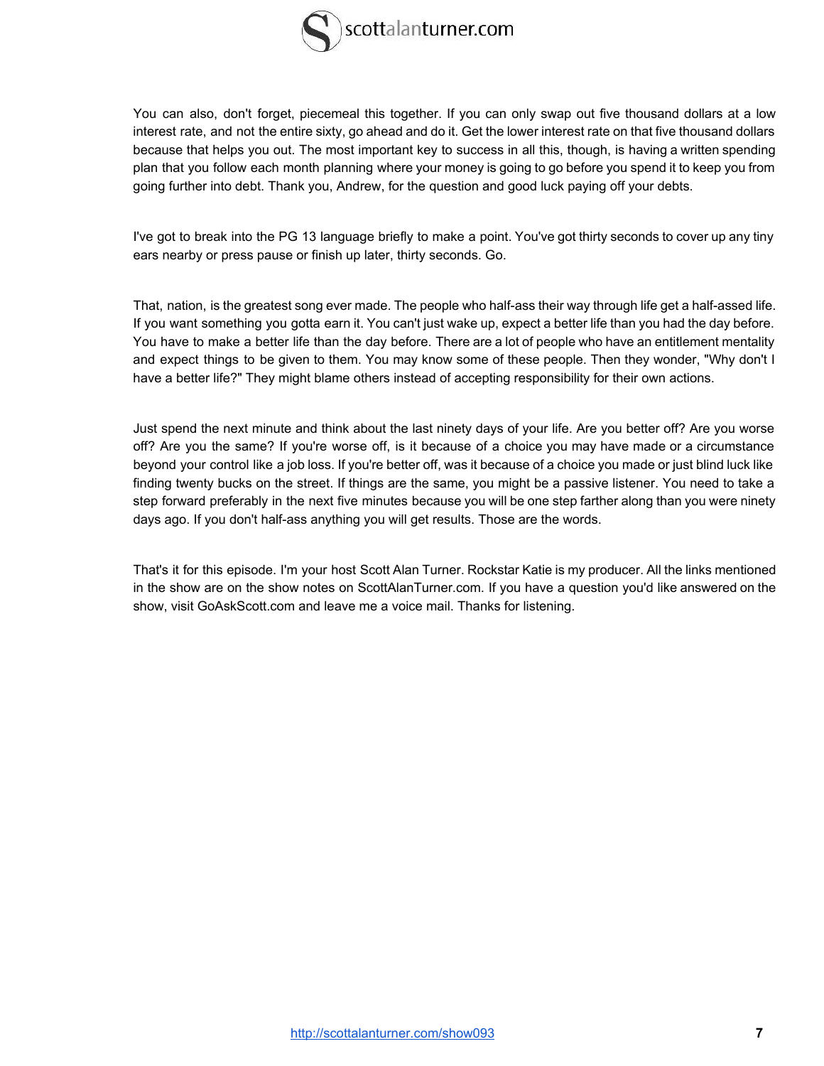You can also, don't forget, piecemeal this together. If you can only swap out five thousand dollars at a low interest rate, and not the entire sixty, go ahead and do it. Get the lower interest rate on that five thousand dollars because that helps you out. The most important key to success in all this, though, is having a written spending plan that you follow each month planning where your money is going to go before you spend it to keep you from going further into debt. Thank you, Andrew, for the question and good luck paying off your debts.

I've got to break into the PG 13 language briefly to make a point. You've got thirty seconds to cover up any tiny ears nearby or press pause or finish up later, thirty seconds. Go.

That, nation, is the greatest song ever made. The people who half-ass their way through life get a half-assed life. If you want something you gotta earn it. You can't just wake up, expect a better life than you had the day before. You have to make a better life than the day before. There are a lot of people who have an entitlement mentality and expect things to be given to them. You may know some of these people. Then they wonder, "Why don't I have a better life?" They might blame others instead of accepting responsibility for their own actions.

Just spend the next minute and think about the last ninety days of your life. Are you better off? Are you worse off? Are you the same? If you're worse off, is it because of a choice you may have made or a circumstance beyond your control like a job loss. If you're better off, was it because of a choice you made or just blind luck like finding twenty bucks on the street. If things are the same, you might be a passive listener. You need to take a step forward preferably in the next five minutes because you will be one step farther along than you were ninety days ago. If you don't half-ass anything you will get results. Those are the words.

That's it for this episode. I'm your host Scott Alan Turner. Rockstar Katie is my producer. All the links mentioned in the show are on the show notes on ScottAlanTurner.com. If you have a question you'd like answered on the show, visit GoAskScott.com and leave me a voice mail. Thanks for listening.